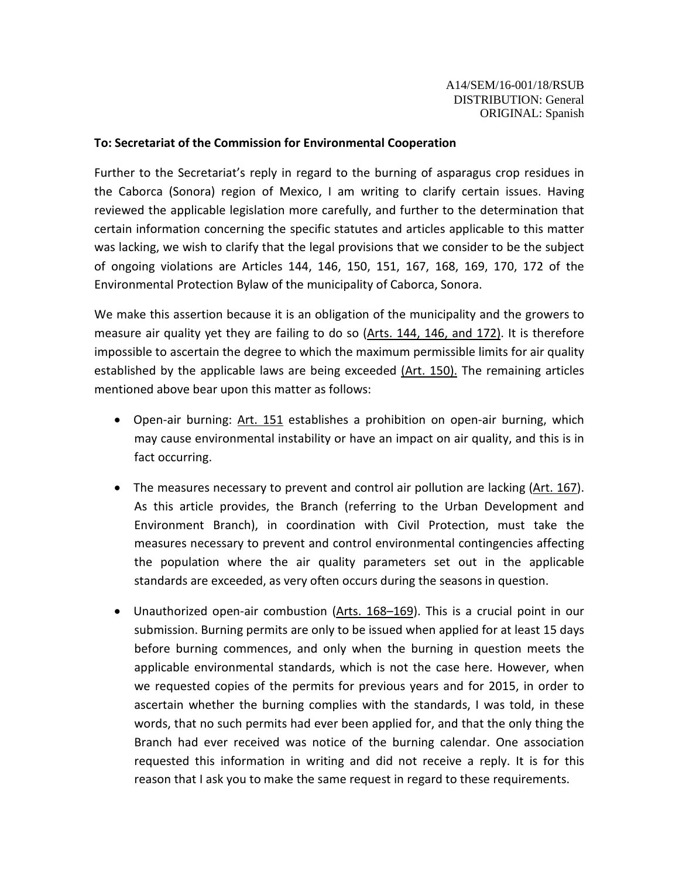A14/SEM/16-001/18/RSUB
DISTRIBUTION: General
ORIGINAL: Spanish

**To: Secretariat of the Commission for Environmental Cooperation**

Further to the Secretariat's reply in regard to the burning of asparagus crop residues in the Caborca (Sonora) region of Mexico, I am writing to clarify certain issues. Having reviewed the applicable legislation more carefully, and further to the determination that certain information concerning the specific statutes and articles applicable to this matter was lacking, we wish to clarify that the legal provisions that we consider to be the subject of ongoing violations are Articles 144, 146, 150, 151, 167, 168, 169, 170, 172 of the Environmental Protection Bylaw of the municipality of Caborca, Sonora.

We make this assertion because it is an obligation of the municipality and the growers to measure air quality yet they are failing to do so (Arts. 144, 146, and 172). It is therefore impossible to ascertain the degree to which the maximum permissible limits for air quality established by the applicable laws are being exceeded (Art. 150). The remaining articles mentioned above bear upon this matter as follows:

- Open-air burning: Art. 151 establishes a prohibition on open-air burning, which may cause environmental instability or have an impact on air quality, and this is in fact occurring.
- The measures necessary to prevent and control air pollution are lacking (Art. 167). As this article provides, the Branch (referring to the Urban Development and Environment Branch), in coordination with Civil Protection, must take the measures necessary to prevent and control environmental contingencies affecting the population where the air quality parameters set out in the applicable standards are exceeded, as very often occurs during the seasons in question.
- Unauthorized open-air combustion (Arts. 168–169). This is a crucial point in our submission. Burning permits are only to be issued when applied for at least 15 days before burning commences, and only when the burning in question meets the applicable environmental standards, which is not the case here. However, when we requested copies of the permits for previous years and for 2015, in order to ascertain whether the burning complies with the standards, I was told, in these words, that no such permits had ever been applied for, and that the only thing the Branch had ever received was notice of the burning calendar. One association requested this information in writing and did not receive a reply. It is for this reason that I ask you to make the same request in regard to these requirements.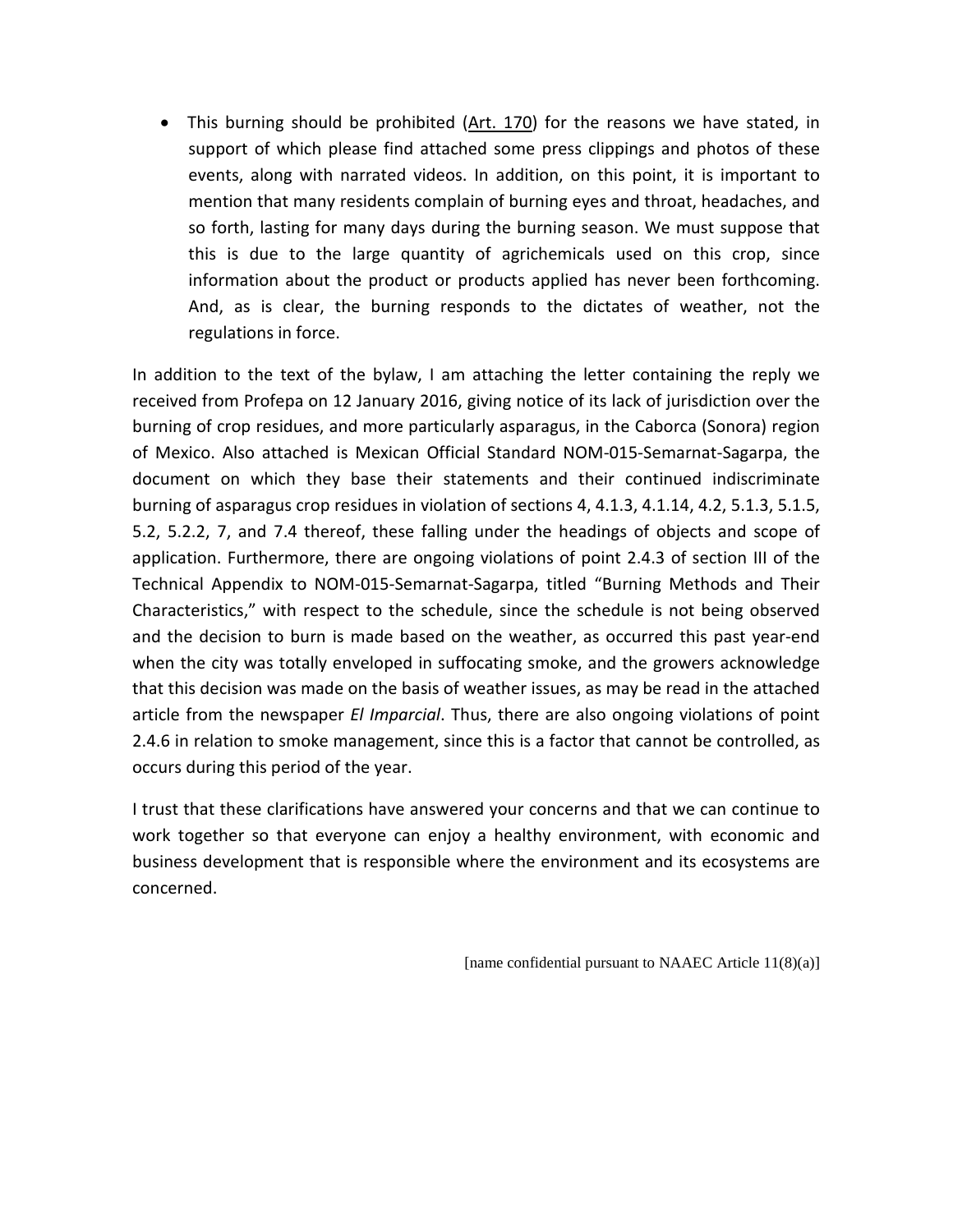- This burning should be prohibited (Art. 170) for the reasons we have stated, in support of which please find attached some press clippings and photos of these events, along with narrated videos. In addition, on this point, it is important to mention that many residents complain of burning eyes and throat, headaches, and so forth, lasting for many days during the burning season. We must suppose that this is due to the large quantity of agrichemicals used on this crop, since information about the product or products applied has never been forthcoming. And, as is clear, the burning responds to the dictates of weather, not the regulations in force.

In addition to the text of the bylaw, I am attaching the letter containing the reply we received from Profepa on 12 January 2016, giving notice of its lack of jurisdiction over the burning of crop residues, and more particularly asparagus, in the Caborca (Sonora) region of Mexico. Also attached is Mexican Official Standard NOM-015-Semarnat-Sagarpa, the document on which they base their statements and their continued indiscriminate burning of asparagus crop residues in violation of sections 4, 4.1.3, 4.1.14, 4.2, 5.1.3, 5.1.5, 5.2, 5.2.2, 7, and 7.4 thereof, these falling under the headings of objects and scope of application. Furthermore, there are ongoing violations of point 2.4.3 of section III of the Technical Appendix to NOM-015-Semarnat-Sagarpa, titled "Burning Methods and Their Characteristics," with respect to the schedule, since the schedule is not being observed and the decision to burn is made based on the weather, as occurred this past year-end when the city was totally enveloped in suffocating smoke, and the growers acknowledge that this decision was made on the basis of weather issues, as may be read in the attached article from the newspaper *El Imparcial*. Thus, there are also ongoing violations of point 2.4.6 in relation to smoke management, since this is a factor that cannot be controlled, as occurs during this period of the year.

I trust that these clarifications have answered your concerns and that we can continue to work together so that everyone can enjoy a healthy environment, with economic and business development that is responsible where the environment and its ecosystems are concerned.

[name confidential pursuant to NAAEC Article 11(8)(a)]